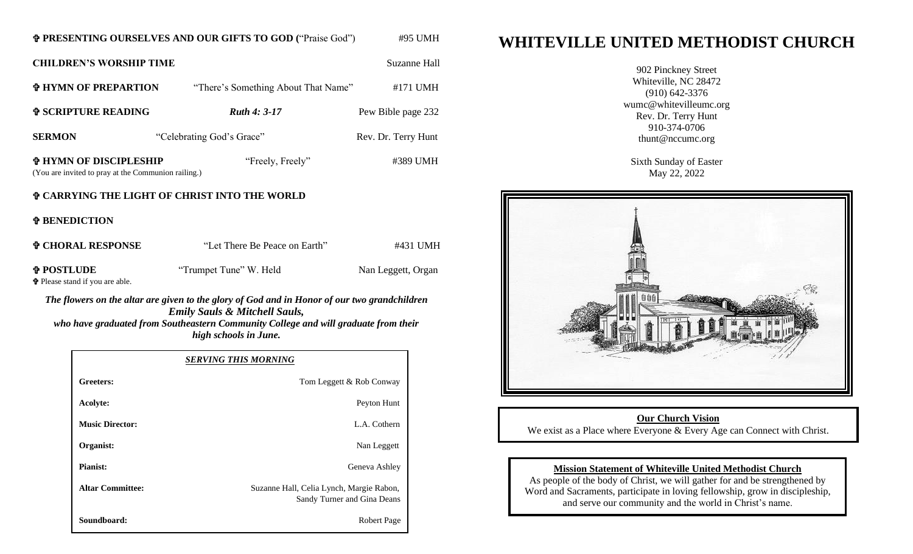✞ **PRESENTING OURSELVES AND OUR GIFTS TO GOD (**"Praise God") #95 UMH

**CHILDREN'S WORSHIP TIME** Suzanne Hall

✞ **HYMN OF PREPARTION** "There's Something About That Name" #171 UMH

✞ **SCRIPTURE READING** ***Ruth 4: 3-17*** Pew Bible page 232

**SERMON** "Celebrating God's Grace" Rev. Dr. Terry Hunt

✞ **HYMN OF DISCIPLESHIP** "Freely, Freely" #389 UMH
(You are invited to pray at the Communion railing.)

✞ **CARRYING THE LIGHT OF CHRIST INTO THE WORLD**

✞ **BENEDICTION**

✞ **CHORAL RESPONSE** "Let There Be Peace on Earth" #431 UMH

✞ **POSTLUDE** "Trumpet Tune" W. Held Nan Leggett, Organ

✞ Please stand if you are able.

***The flowers on the altar are given to the glory of God and in Honor of our two grandchildren Emily Sauls & Mitchell Sauls, who have graduated from Southeastern Community College and will graduate from their high schools in June.***

***SERVING THIS MORNING***

| | |
|---|---|
| **Greeters:** | Tom Leggett & Rob Conway |
| **Acolyte:** | Peyton Hunt |
| **Music Director:** | L.A. Cothern |
| **Organist:** | Nan Leggett |
| **Pianist:** | Geneva Ashley |
| **Altar Committee:** | Suzanne Hall, Celia Lynch, Margie Rabon, Sandy Turner and Gina Deans |
| **Soundboard:** | Robert Page |

# WHITEVILLE UNITED METHODIST CHURCH

902 Pinckney Street
Whiteville, NC 28472
(910) 642-3376
wumc@whitevilleumc.org
Rev. Dr. Terry Hunt
910-374-0706
thunt@nccumc.org

Sixth Sunday of Easter
May 22, 2022

**Our Church Vision**

We exist as a Place where Everyone & Every Age can Connect with Christ.

**Mission Statement of Whiteville United Methodist Church**

As people of the body of Christ, we will gather for and be strengthened by Word and Sacraments, participate in loving fellowship, grow in discipleship, and serve our community and the world in Christ's name.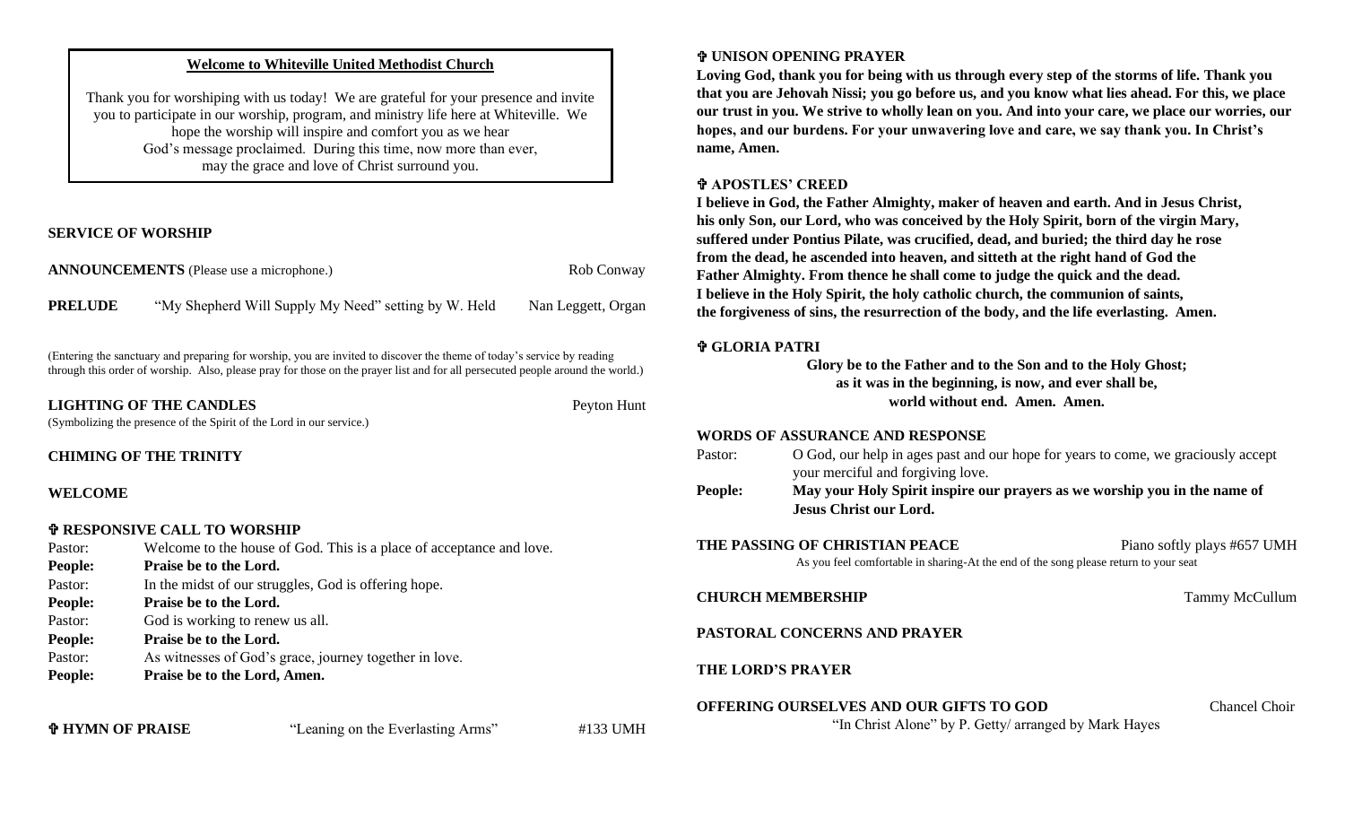**Welcome to Whiteville United Methodist Church**

Thank you for worshiping with us today! We are grateful for your presence and invite you to participate in our worship, program, and ministry life here at Whiteville. We hope the worship will inspire and comfort you as we hear God's message proclaimed. During this time, now more than ever, may the grace and love of Christ surround you.

## SERVICE OF WORSHIP

**ANNOUNCEMENTS** (Please use a microphone.) — Rob Conway

**PRELUDE** "My Shepherd Will Supply My Need" setting by W. Held — Nan Leggett, Organ

(Entering the sanctuary and preparing for worship, you are invited to discover the theme of today's service by reading through this order of worship. Also, please pray for those on the prayer list and for all persecuted people around the world.)

**LIGHTING OF THE CANDLES** — Peyton Hunt
(Symbolizing the presence of the Spirit of the Lord in our service.)

**CHIMING OF THE TRINITY**

**WELCOME**

**✞ RESPONSIVE CALL TO WORSHIP**

Pastor: Welcome to the house of God. This is a place of acceptance and love.
**People: Praise be to the Lord.**
Pastor: In the midst of our struggles, God is offering hope.
**People: Praise be to the Lord.**
Pastor: God is working to renew us all.
**People: Praise be to the Lord.**
Pastor: As witnesses of God's grace, journey together in love.
**People: Praise be to the Lord, Amen.**

**✞ HYMN OF PRAISE** "Leaning on the Everlasting Arms" #133 UMH

**✞ UNISON OPENING PRAYER**

**Loving God, thank you for being with us through every step of the storms of life. Thank you that you are Jehovah Nissi; you go before us, and you know what lies ahead. For this, we place our trust in you. We strive to wholly lean on you. And into your care, we place our worries, our hopes, and our burdens. For your unwavering love and care, we say thank you. In Christ's name, Amen.**

**✞ APOSTLES' CREED**

**I believe in God, the Father Almighty, maker of heaven and earth. And in Jesus Christ, his only Son, our Lord, who was conceived by the Holy Spirit, born of the virgin Mary, suffered under Pontius Pilate, was crucified, dead, and buried; the third day he rose from the dead, he ascended into heaven, and sitteth at the right hand of God the Father Almighty. From thence he shall come to judge the quick and the dead. I believe in the Holy Spirit, the holy catholic church, the communion of saints, the forgiveness of sins, the resurrection of the body, and the life everlasting. Amen.**

**✞ GLORIA PATRI**

**Glory be to the Father and to the Son and to the Holy Ghost;
as it was in the beginning, is now, and ever shall be,
world without end. Amen. Amen.**

**WORDS OF ASSURANCE AND RESPONSE**

Pastor: O God, our help in ages past and our hope for years to come, we graciously accept your merciful and forgiving love.
**People: May your Holy Spirit inspire our prayers as we worship you in the name of Jesus Christ our Lord.**

**THE PASSING OF CHRISTIAN PEACE** — Piano softly plays #657 UMH
As you feel comfortable in sharing-At the end of the song please return to your seat

**CHURCH MEMBERSHIP** — Tammy McCullum

**PASTORAL CONCERNS AND PRAYER**

**THE LORD'S PRAYER**

**OFFERING OURSELVES AND OUR GIFTS TO GOD** — Chancel Choir
"In Christ Alone" by P. Getty/ arranged by Mark Hayes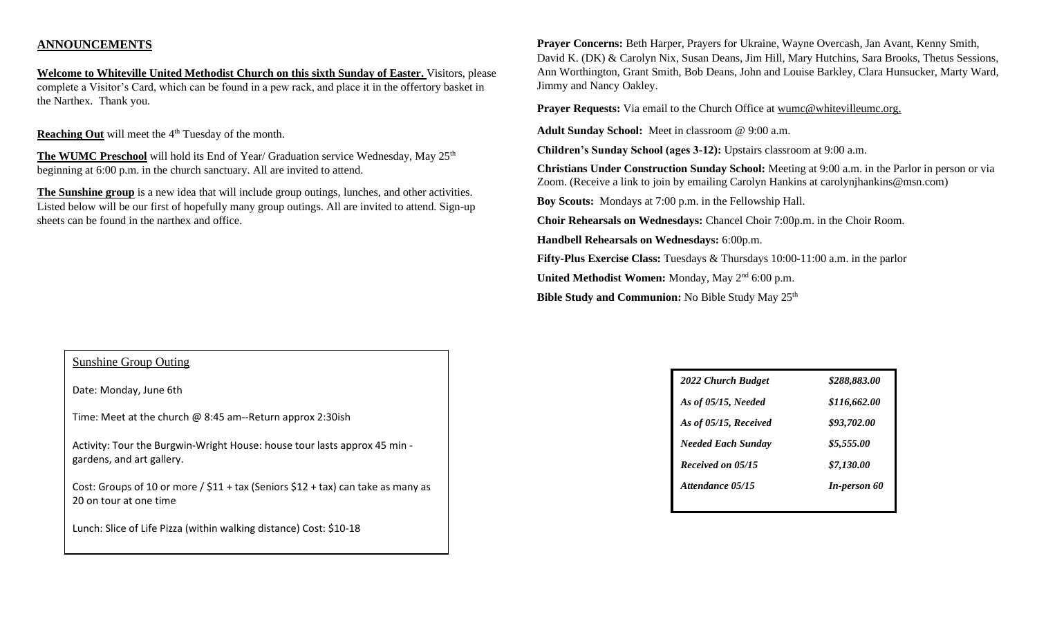## ANNOUNCEMENTS

**Welcome to Whiteville United Methodist Church on this sixth Sunday of Easter.** Visitors, please complete a Visitor's Card, which can be found in a pew rack, and place it in the offertory basket in the Narthex. Thank you.

**Reaching Out** will meet the 4th Tuesday of the month.

**The WUMC Preschool** will hold its End of Year/ Graduation service Wednesday, May 25th beginning at 6:00 p.m. in the church sanctuary. All are invited to attend.

**The Sunshine group** is a new idea that will include group outings, lunches, and other activities. Listed below will be our first of hopefully many group outings. All are invited to attend. Sign-up sheets can be found in the narthex and office.

Sunshine Group Outing

Date: Monday, June 6th

Time: Meet at the church @ 8:45 am--Return approx 2:30ish

Activity: Tour the Burgwin-Wright House: house tour lasts approx 45 min - gardens, and art gallery.

Cost: Groups of 10 or more / $11 + tax (Seniors $12 + tax) can take as many as 20 on tour at one time

Lunch: Slice of Life Pizza (within walking distance) Cost: $10-18

**Prayer Concerns:** Beth Harper, Prayers for Ukraine, Wayne Overcash, Jan Avant, Kenny Smith, David K. (DK) & Carolyn Nix, Susan Deans, Jim Hill, Mary Hutchins, Sara Brooks, Thetus Sessions, Ann Worthington, Grant Smith, Bob Deans, John and Louise Barkley, Clara Hunsucker, Marty Ward, Jimmy and Nancy Oakley.

**Prayer Requests:** Via email to the Church Office at wumc@whitevilleumc.org.

**Adult Sunday School:** Meet in classroom @ 9:00 a.m.

**Children's Sunday School (ages 3-12):** Upstairs classroom at 9:00 a.m.

**Christians Under Construction Sunday School:** Meeting at 9:00 a.m. in the Parlor in person or via Zoom. (Receive a link to join by emailing Carolyn Hankins at carolynjhankins@msn.com)

**Boy Scouts:** Mondays at 7:00 p.m. in the Fellowship Hall.

**Choir Rehearsals on Wednesdays:** Chancel Choir 7:00p.m. in the Choir Room.

**Handbell Rehearsals on Wednesdays:** 6:00p.m.

**Fifty-Plus Exercise Class:** Tuesdays & Thursdays 10:00-11:00 a.m. in the parlor

**United Methodist Women:** Monday, May 2nd 6:00 p.m.

**Bible Study and Communion:** No Bible Study May 25th

| | |
|---|---|
| *2022 Church Budget* | *$288,883.00* |
| *As of 05/15, Needed* | *$116,662.00* |
| *As of 05/15, Received* | *$93,702.00* |
| *Needed Each Sunday* | *$5,555.00* |
| *Received on 05/15* | *$7,130.00* |
| *Attendance 05/15* | *In-person 60* |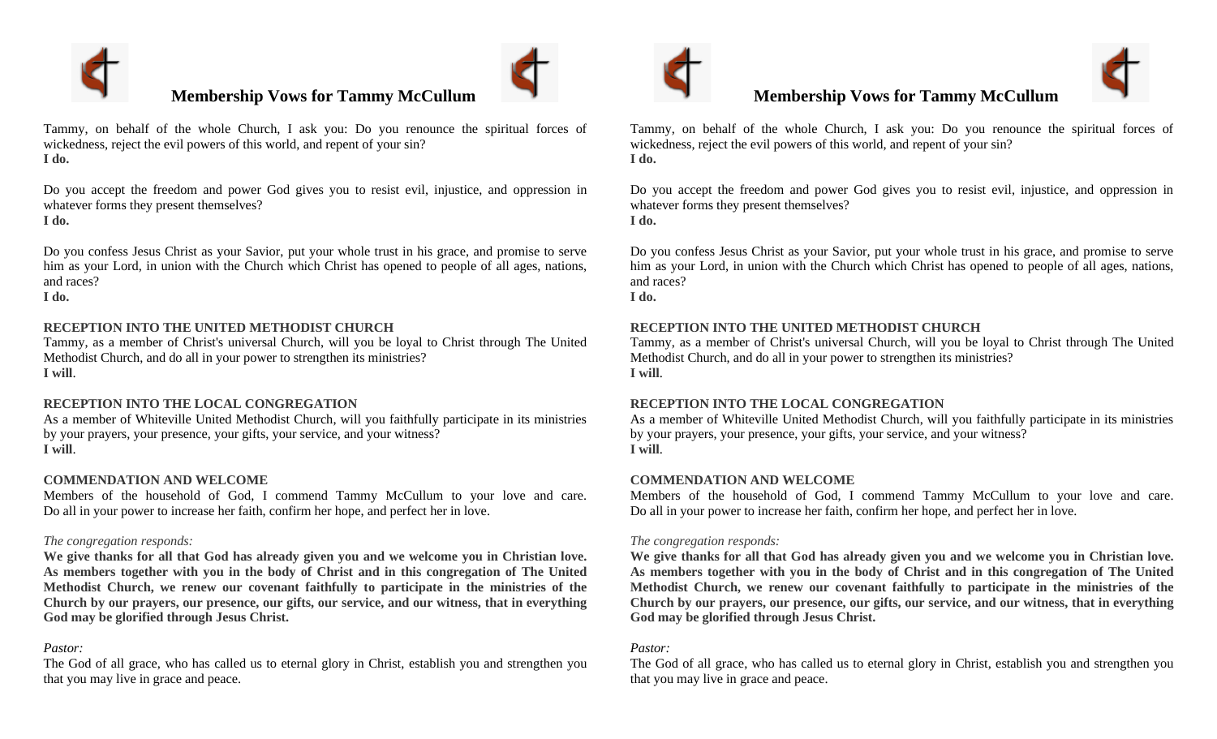## Membership Vows for Tammy McCullum

Tammy, on behalf of the whole Church, I ask you: Do you renounce the spiritual forces of wickedness, reject the evil powers of this world, and repent of your sin?
**I do.**

Do you accept the freedom and power God gives you to resist evil, injustice, and oppression in whatever forms they present themselves?
**I do.**

Do you confess Jesus Christ as your Savior, put your whole trust in his grace, and promise to serve him as your Lord, in union with the Church which Christ has opened to people of all ages, nations, and races?
**I do.**

**RECEPTION INTO THE UNITED METHODIST CHURCH**
Tammy, as a member of Christ's universal Church, will you be loyal to Christ through The United Methodist Church, and do all in your power to strengthen its ministries?
**I will**.

**RECEPTION INTO THE LOCAL CONGREGATION**
As a member of Whiteville United Methodist Church, will you faithfully participate in its ministries by your prayers, your presence, your gifts, your service, and your witness?
**I will**.

**COMMENDATION AND WELCOME**
Members of the household of God, I commend Tammy McCullum to your love and care. Do all in your power to increase her faith, confirm her hope, and perfect her in love.

*The congregation responds:*
**We give thanks for all that God has already given you and we welcome you in Christian love. As members together with you in the body of Christ and in this congregation of The United Methodist Church, we renew our covenant faithfully to participate in the ministries of the Church by our prayers, our presence, our gifts, our service, and our witness, that in everything God may be glorified through Jesus Christ.**

*Pastor:*
The God of all grace, who has called us to eternal glory in Christ, establish you and strengthen you that you may live in grace and peace.

## Membership Vows for Tammy McCullum

Tammy, on behalf of the whole Church, I ask you: Do you renounce the spiritual forces of wickedness, reject the evil powers of this world, and repent of your sin?
**I do.**

Do you accept the freedom and power God gives you to resist evil, injustice, and oppression in whatever forms they present themselves?
**I do.**

Do you confess Jesus Christ as your Savior, put your whole trust in his grace, and promise to serve him as your Lord, in union with the Church which Christ has opened to people of all ages, nations, and races?
**I do.**

**RECEPTION INTO THE UNITED METHODIST CHURCH**
Tammy, as a member of Christ's universal Church, will you be loyal to Christ through The United Methodist Church, and do all in your power to strengthen its ministries?
**I will**.

**RECEPTION INTO THE LOCAL CONGREGATION**
As a member of Whiteville United Methodist Church, will you faithfully participate in its ministries by your prayers, your presence, your gifts, your service, and your witness?
**I will**.

**COMMENDATION AND WELCOME**
Members of the household of God, I commend Tammy McCullum to your love and care. Do all in your power to increase her faith, confirm her hope, and perfect her in love.

*The congregation responds:*
**We give thanks for all that God has already given you and we welcome you in Christian love. As members together with you in the body of Christ and in this congregation of The United Methodist Church, we renew our covenant faithfully to participate in the ministries of the Church by our prayers, our presence, our gifts, our service, and our witness, that in everything God may be glorified through Jesus Christ.**

*Pastor:*
The God of all grace, who has called us to eternal glory in Christ, establish you and strengthen you that you may live in grace and peace.